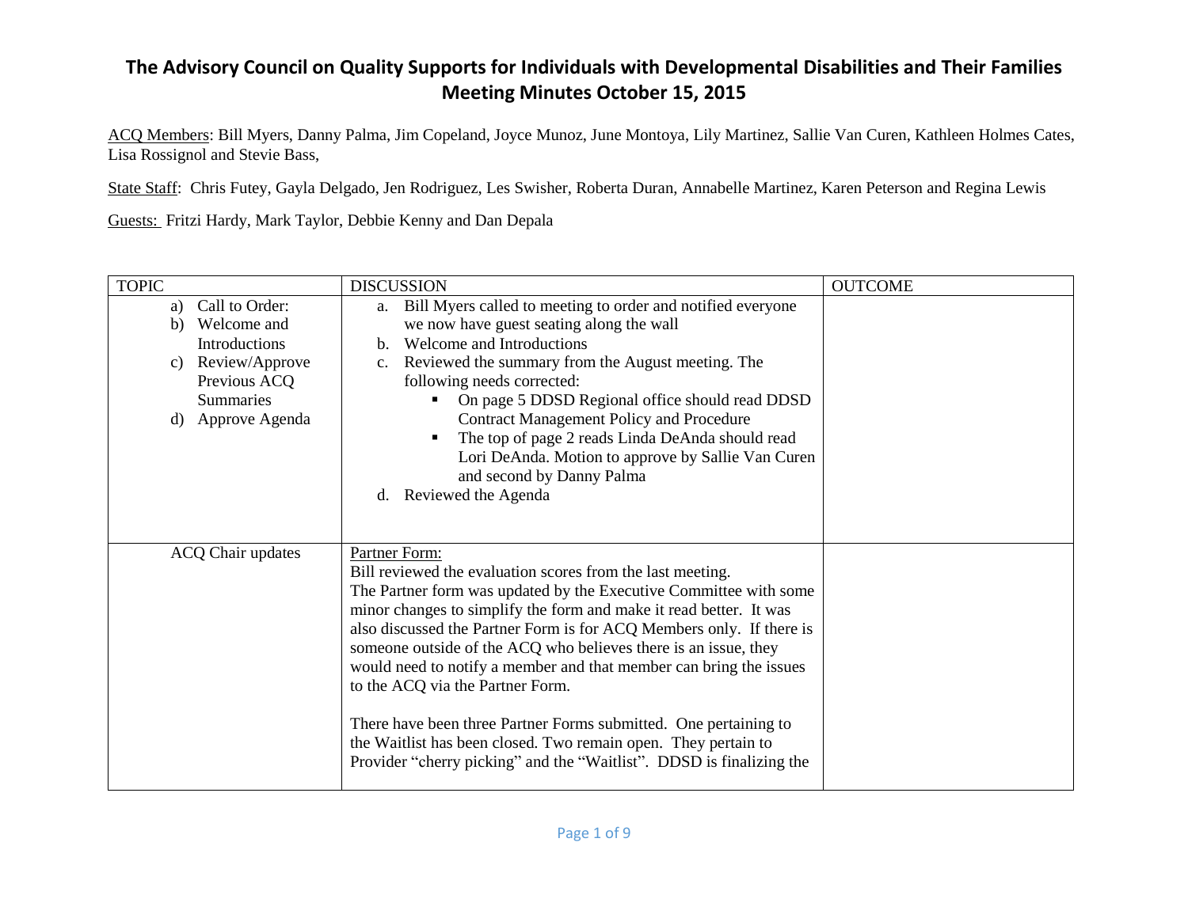# The Advisory Council on Quality Supports for Individuals with Developmental Disabilities and Their Families Meeting Minutes October 15, 2015

ACQ Members: Bill Myers, Danny Palma, Jim Copeland, Joyce Munoz, June Montoya, Lily Martinez, Sallie Van Curen, Kathleen Holmes Cates, Lisa Rossignol and Stevie Bass,

State Staff: Chris Futey, Gayla Delgado, Jen Rodriguez, Les Swisher, Roberta Duran, Annabelle Martinez, Karen Peterson and Regina Lewis

Guests: Fritzi Hardy, Mark Taylor, Debbie Kenny and Dan Depala

| TOPIC | DISCUSSION | OUTCOME |
|---|---|---|
| a) Call to Order:<br>b) Welcome and Introductions<br>c) Review/Approve Previous ACQ Summaries<br>d) Approve Agenda | a. Bill Myers called to meeting to order and notified everyone we now have guest seating along the wall<br>b. Welcome and Introductions<br>c. Reviewed the summary from the August meeting. The following needs corrected:<br>▪ On page 5 DDSD Regional office should read DDSD Contract Management Policy and Procedure<br>▪ The top of page 2 reads Linda DeAnda should read Lori DeAnda. Motion to approve by Sallie Van Curen and second by Danny Palma<br>d. Reviewed the Agenda | |
| ACQ Chair updates | Partner Form:<br>Bill reviewed the evaluation scores from the last meeting.<br>The Partner form was updated by the Executive Committee with some minor changes to simplify the form and make it read better. It was also discussed the Partner Form is for ACQ Members only. If there is someone outside of the ACQ who believes there is an issue, they would need to notify a member and that member can bring the issues to the ACQ via the Partner Form.<br><br>There have been three Partner Forms submitted. One pertaining to the Waitlist has been closed. Two remain open. They pertain to Provider "cherry picking" and the "Waitlist". DDSD is finalizing the | |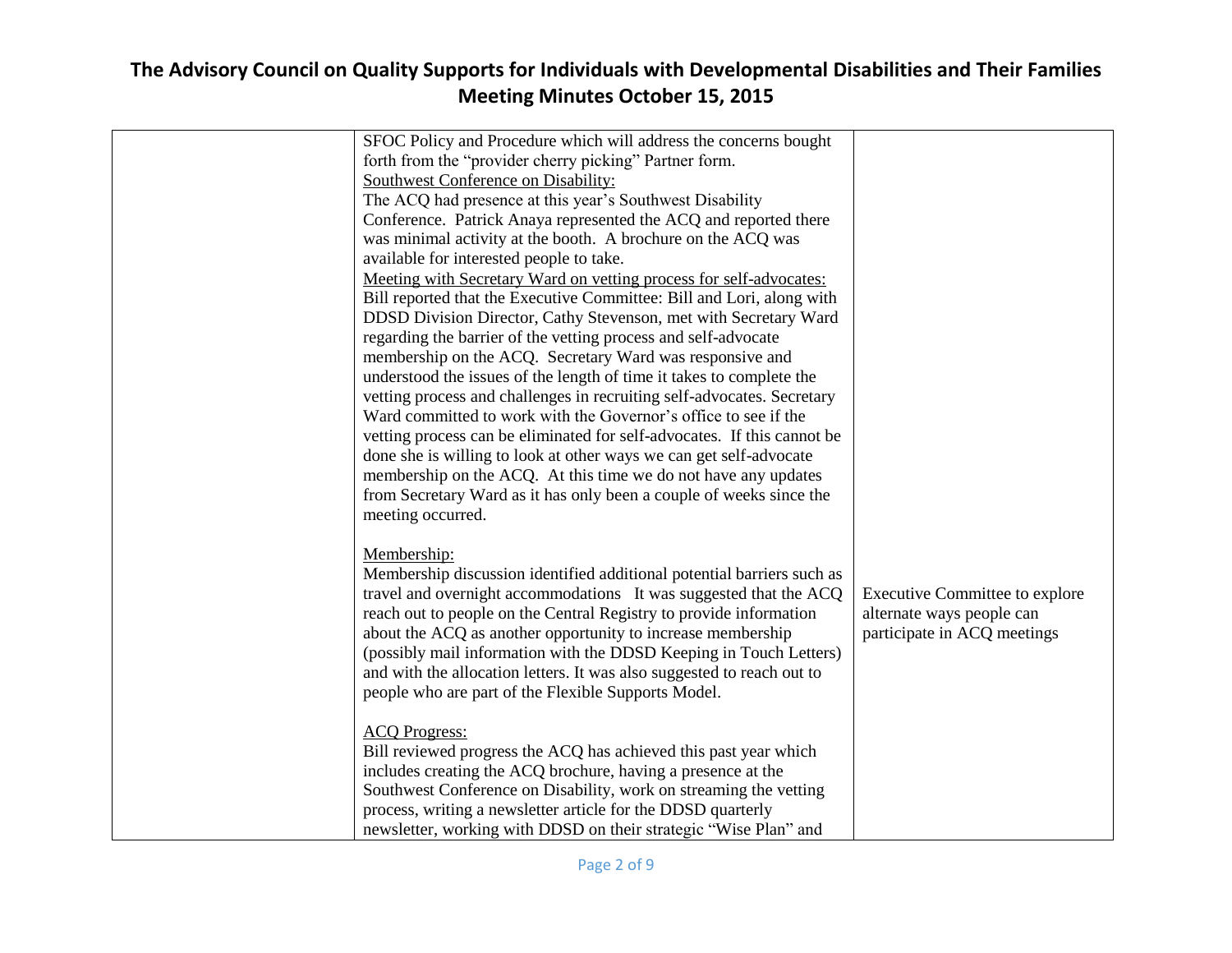# The Advisory Council on Quality Supports for Individuals with Developmental Disabilities and Their Families
## Meeting Minutes October 15, 2015

| | | |
|---|---|---|
| | SFOC Policy and Procedure which will address the concerns bought forth from the "provider cherry picking" Partner form.<br>Southwest Conference on Disability:<br>The ACQ had presence at this year's Southwest Disability Conference. Patrick Anaya represented the ACQ and reported there was minimal activity at the booth. A brochure on the ACQ was available for interested people to take.<br>Meeting with Secretary Ward on vetting process for self-advocates:<br>Bill reported that the Executive Committee: Bill and Lori, along with DDSD Division Director, Cathy Stevenson, met with Secretary Ward regarding the barrier of the vetting process and self-advocate membership on the ACQ. Secretary Ward was responsive and understood the issues of the length of time it takes to complete the vetting process and challenges in recruiting self-advocates. Secretary Ward committed to work with the Governor's office to see if the vetting process can be eliminated for self-advocates. If this cannot be done she is willing to look at other ways we can get self-advocate membership on the ACQ. At this time we do not have any updates from Secretary Ward as it has only been a couple of weeks since the meeting occurred.<br><br>Membership:<br>Membership discussion identified additional potential barriers such as travel and overnight accommodations It was suggested that the ACQ reach out to people on the Central Registry to provide information about the ACQ as another opportunity to increase membership (possibly mail information with the DDSD Keeping in Touch Letters) and with the allocation letters. It was also suggested to reach out to people who are part of the Flexible Supports Model.<br><br>ACQ Progress:<br>Bill reviewed progress the ACQ has achieved this past year which includes creating the ACQ brochure, having a presence at the Southwest Conference on Disability, work on streaming the vetting process, writing a newsletter article for the DDSD quarterly newsletter, working with DDSD on their strategic "Wise Plan" and | Executive Committee to explore alternate ways people can participate in ACQ meetings |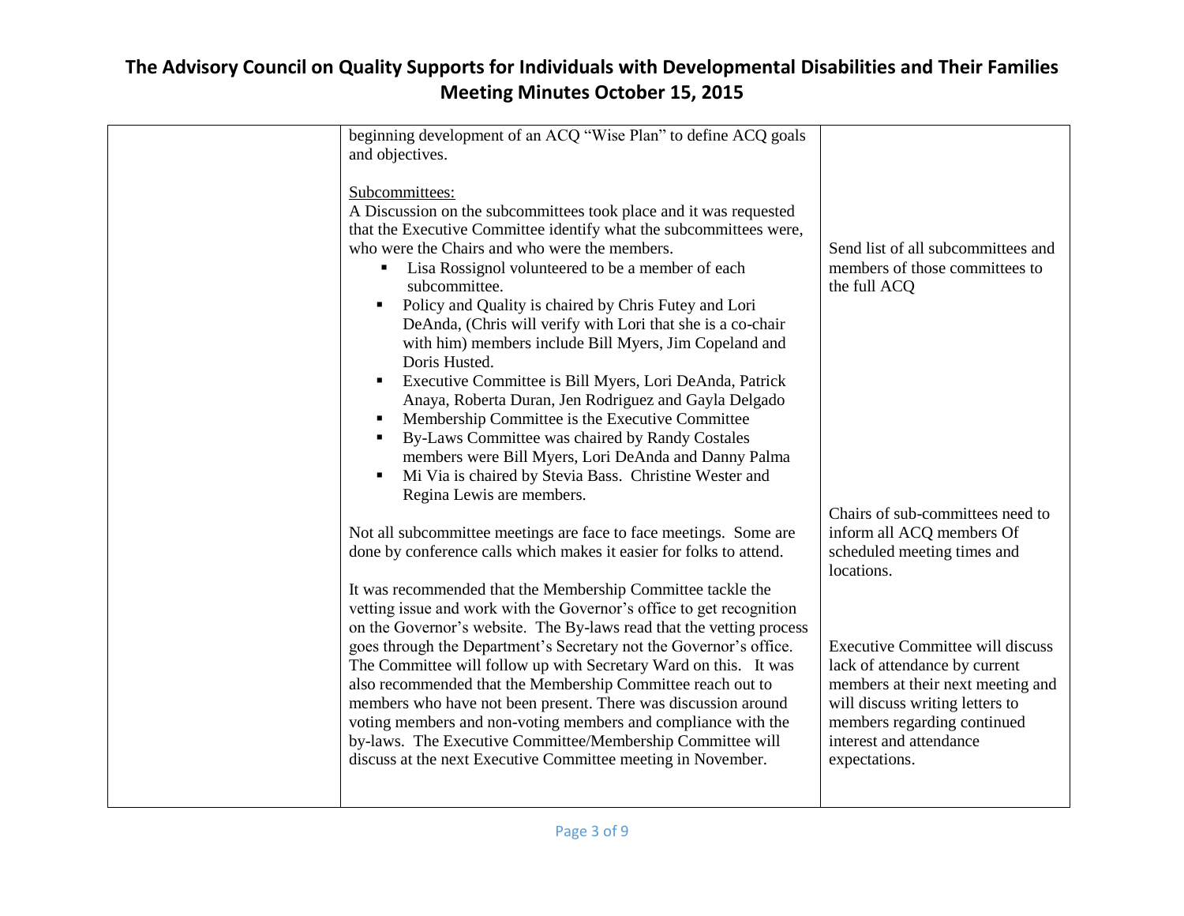# The Advisory Council on Quality Supports for Individuals with Developmental Disabilities and Their Families Meeting Minutes October 15, 2015

| | | |
|---|---|---|
| | beginning development of an ACQ "Wise Plan" to define ACQ goals and objectives.<br><br>Subcommittees:<br>A Discussion on the subcommittees took place and it was requested that the Executive Committee identify what the subcommittees were, who were the Chairs and who were the members.<br>▪ Lisa Rossignol volunteered to be a member of each subcommittee.<br>▪ Policy and Quality is chaired by Chris Futey and Lori DeAnda, (Chris will verify with Lori that she is a co-chair with him) members include Bill Myers, Jim Copeland and Doris Husted.<br>▪ Executive Committee is Bill Myers, Lori DeAnda, Patrick Anaya, Roberta Duran, Jen Rodriguez and Gayla Delgado<br>▪ Membership Committee is the Executive Committee<br>▪ By-Laws Committee was chaired by Randy Costales members were Bill Myers, Lori DeAnda and Danny Palma<br>▪ Mi Via is chaired by Stevia Bass. Christine Wester and Regina Lewis are members.<br><br>Not all subcommittee meetings are face to face meetings. Some are done by conference calls which makes it easier for folks to attend.<br><br>It was recommended that the Membership Committee tackle the vetting issue and work with the Governor's office to get recognition on the Governor's website. The By-laws read that the vetting process goes through the Department's Secretary not the Governor's office. The Committee will follow up with Secretary Ward on this. It was also recommended that the Membership Committee reach out to members who have not been present. There was discussion around voting members and non-voting members and compliance with the by-laws. The Executive Committee/Membership Committee will discuss at the next Executive Committee meeting in November. | Send list of all subcommittees and members of those committees to the full ACQ<br><br>Chairs of sub-committees need to inform all ACQ members Of scheduled meeting times and locations.<br><br>Executive Committee will discuss lack of attendance by current members at their next meeting and will discuss writing letters to members regarding continued interest and attendance expectations. |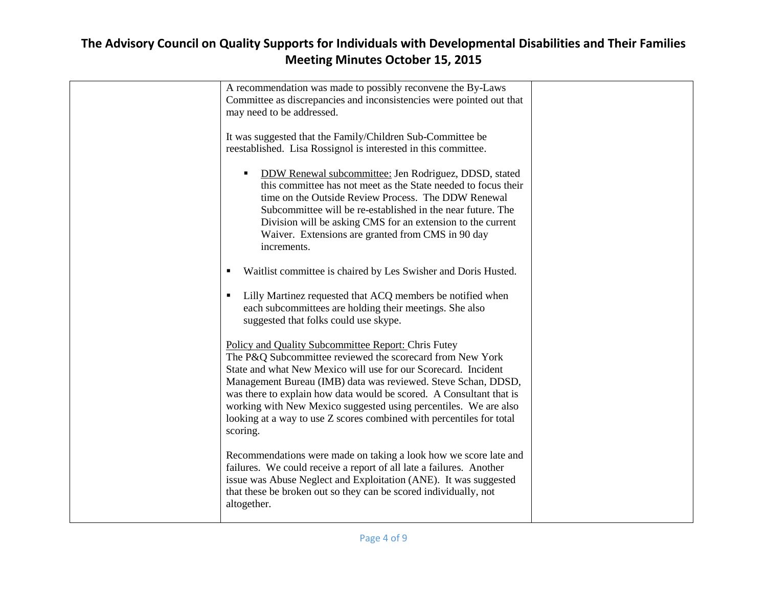| | | |
|---|---|---|
| | A recommendation was made to possibly reconvene the By-Laws Committee as discrepancies and inconsistencies were pointed out that may need to be addressed.<br><br>It was suggested that the Family/Children Sub-Committee be reestablished. Lisa Rossignol is interested in this committee.<br><br>▪ DDW Renewal subcommittee: Jen Rodriguez, DDSD, stated this committee has not meet as the State needed to focus their time on the Outside Review Process. The DDW Renewal Subcommittee will be re-established in the near future. The Division will be asking CMS for an extension to the current Waiver. Extensions are granted from CMS in 90 day increments.<br><br>▪ Waitlist committee is chaired by Les Swisher and Doris Husted.<br><br>▪ Lilly Martinez requested that ACQ members be notified when each subcommittees are holding their meetings. She also suggested that folks could use skype.<br><br>Policy and Quality Subcommittee Report: Chris Futey<br>The P&Q Subcommittee reviewed the scorecard from New York State and what New Mexico will use for our Scorecard. Incident Management Bureau (IMB) data was reviewed. Steve Schan, DDSD, was there to explain how data would be scored. A Consultant that is working with New Mexico suggested using percentiles. We are also looking at a way to use Z scores combined with percentiles for total scoring.<br><br>Recommendations were made on taking a look how we score late and failures. We could receive a report of all late a failures. Another issue was Abuse Neglect and Exploitation (ANE). It was suggested that these be broken out so they can be scored individually, not altogether. | |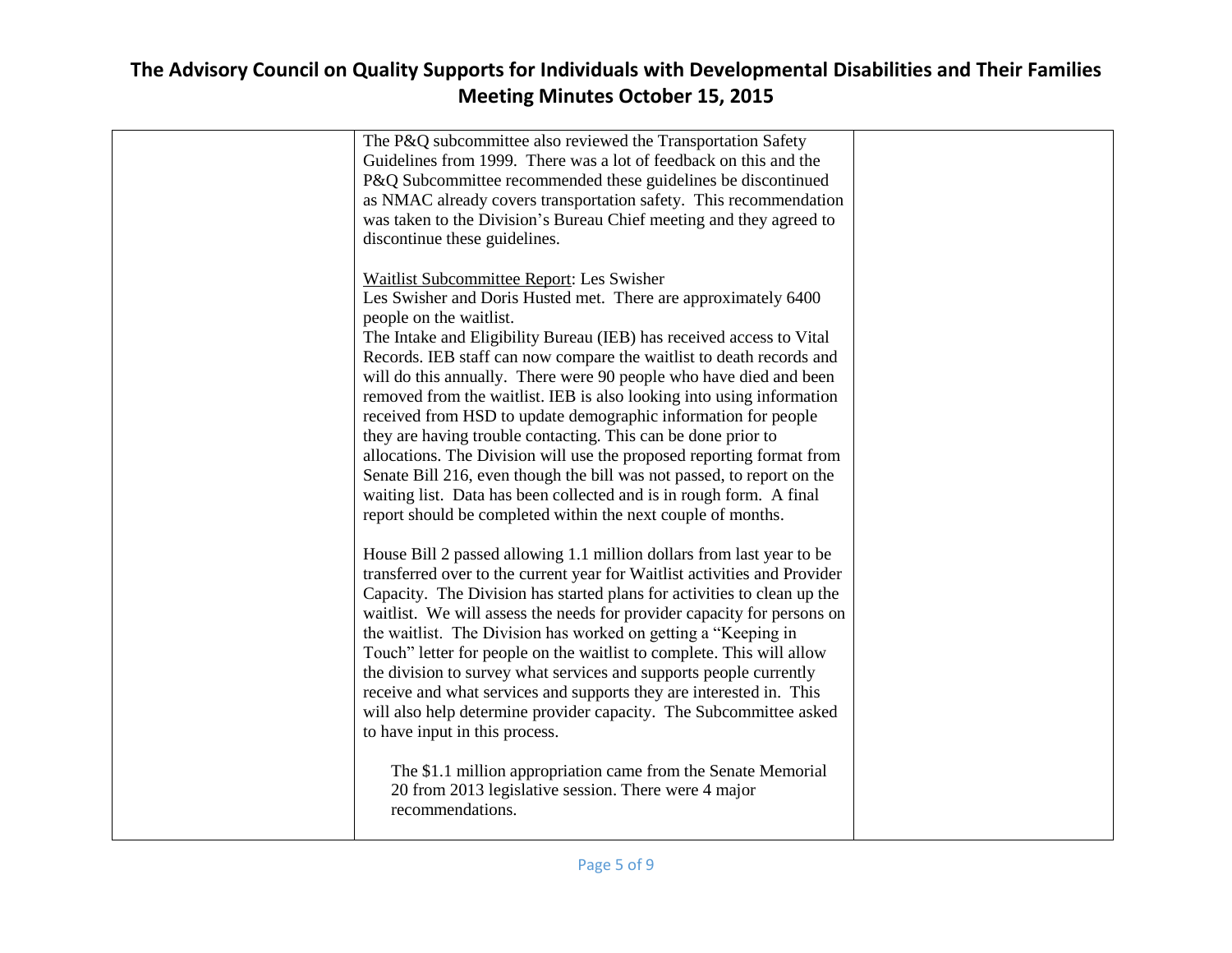| | | |
|---|---|---|
| | The P&Q subcommittee also reviewed the Transportation Safety Guidelines from 1999. There was a lot of feedback on this and the P&Q Subcommittee recommended these guidelines be discontinued as NMAC already covers transportation safety. This recommendation was taken to the Division's Bureau Chief meeting and they agreed to discontinue these guidelines.<br><br><u>Waitlist Subcommittee Report</u>: Les Swisher<br>Les Swisher and Doris Husted met. There are approximately 6400 people on the waitlist.<br>The Intake and Eligibility Bureau (IEB) has received access to Vital Records. IEB staff can now compare the waitlist to death records and will do this annually. There were 90 people who have died and been removed from the waitlist. IEB is also looking into using information received from HSD to update demographic information for people they are having trouble contacting. This can be done prior to allocations. The Division will use the proposed reporting format from Senate Bill 216, even though the bill was not passed, to report on the waiting list. Data has been collected and is in rough form. A final report should be completed within the next couple of months.<br><br>House Bill 2 passed allowing 1.1 million dollars from last year to be transferred over to the current year for Waitlist activities and Provider Capacity. The Division has started plans for activities to clean up the waitlist. We will assess the needs for provider capacity for persons on the waitlist. The Division has worked on getting a "Keeping in Touch" letter for people on the waitlist to complete. This will allow the division to survey what services and supports people currently receive and what services and supports they are interested in. This will also help determine provider capacity. The Subcommittee asked to have input in this process.<br><br>The $1.1 million appropriation came from the Senate Memorial 20 from 2013 legislative session. There were 4 major recommendations. | |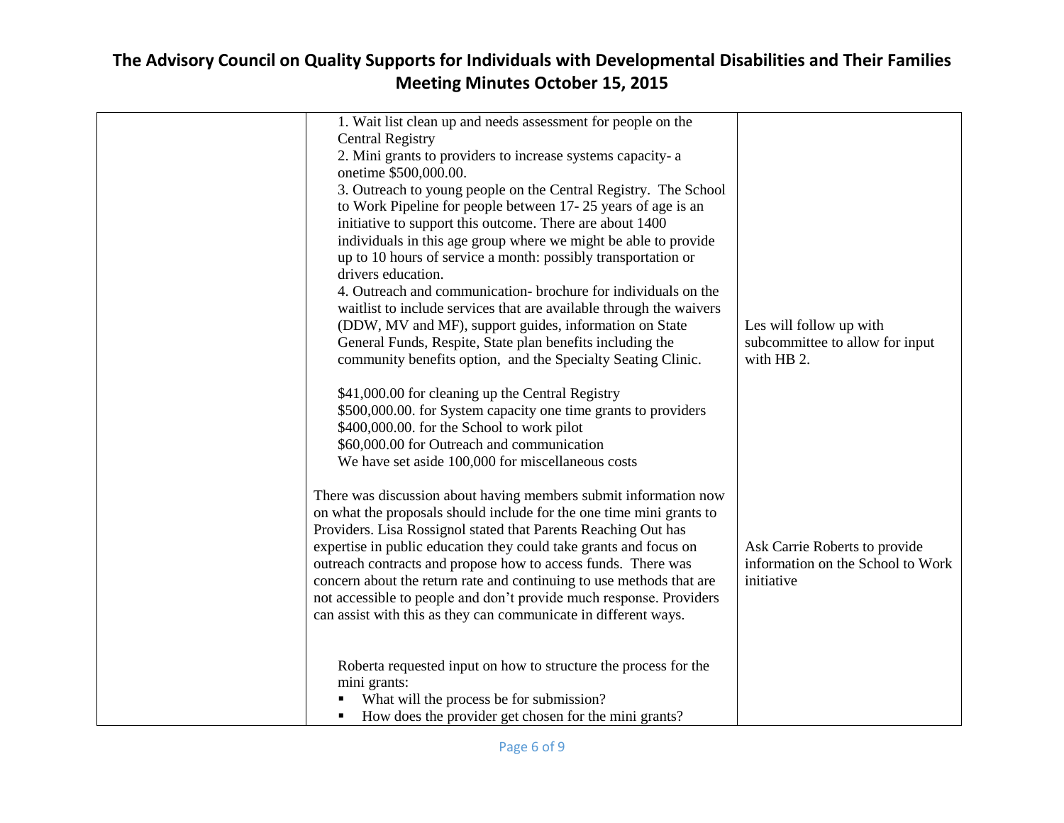# The Advisory Council on Quality Supports for Individuals with Developmental Disabilities and Their Families Meeting Minutes October 15, 2015

| | | |
|---|---|---|
| | 1. Wait list clean up and needs assessment for people on the Central Registry<br>2. Mini grants to providers to increase systems capacity- a onetime $500,000.00.<br>3. Outreach to young people on the Central Registry. The School to Work Pipeline for people between 17- 25 years of age is an initiative to support this outcome. There are about 1400 individuals in this age group where we might be able to provide up to 10 hours of service a month: possibly transportation or drivers education.<br>4. Outreach and communication- brochure for individuals on the waitlist to include services that are available through the waivers (DDW, MV and MF), support guides, information on State General Funds, Respite, State plan benefits including the community benefits option, and the Specialty Seating Clinic.<br><br>$41,000.00 for cleaning up the Central Registry<br>$500,000.00. for System capacity one time grants to providers<br>$400,000.00. for the School to work pilot<br>$60,000.00 for Outreach and communication<br>We have set aside 100,000 for miscellaneous costs | Les will follow up with subcommittee to allow for input with HB 2. |
| | There was discussion about having members submit information now on what the proposals should include for the one time mini grants to Providers. Lisa Rossignol stated that Parents Reaching Out has expertise in public education they could take grants and focus on outreach contracts and propose how to access funds. There was concern about the return rate and continuing to use methods that are not accessible to people and don't provide much response. Providers can assist with this as they can communicate in different ways.<br><br>Roberta requested input on how to structure the process for the mini grants:<br>▪ What will the process be for submission?<br>▪ How does the provider get chosen for the mini grants? | Ask Carrie Roberts to provide information on the School to Work initiative |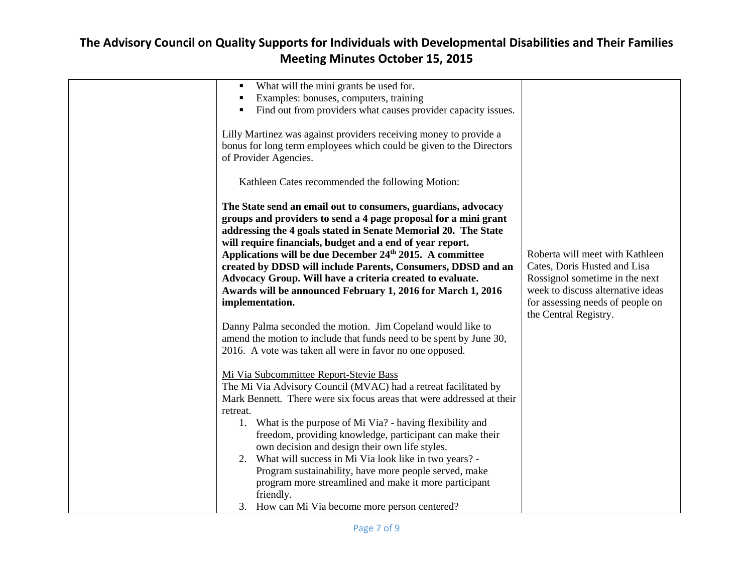| | | |
|---|---|---|
| | ▪ What will the mini grants be used for.<br>▪ Examples: bonuses, computers, training<br>▪ Find out from providers what causes provider capacity issues.<br><br>Lilly Martinez was against providers receiving money to provide a bonus for long term employees which could be given to the Directors of Provider Agencies.<br><br>Kathleen Cates recommended the following Motion:<br><br>**The State send an email out to consumers, guardians, advocacy groups and providers to send a 4 page proposal for a mini grant addressing the 4 goals stated in Senate Memorial 20. The State will require financials, budget and a end of year report. Applications will be due December 24th 2015. A committee created by DDSD will include Parents, Consumers, DDSD and an Advocacy Group. Will have a criteria created to evaluate. Awards will be announced February 1, 2016 for March 1, 2016 implementation.**<br><br>Danny Palma seconded the motion. Jim Copeland would like to amend the motion to include that funds need to be spent by June 30, 2016. A vote was taken all were in favor no one opposed.<br><br><u>Mi Via Subcommittee Report-Stevie Bass</u><br>The Mi Via Advisory Council (MVAC) had a retreat facilitated by Mark Bennett. There were six focus areas that were addressed at their retreat.<br>1. What is the purpose of Mi Via? - having flexibility and freedom, providing knowledge, participant can make their own decision and design their own life styles.<br>2. What will success in Mi Via look like in two years? - Program sustainability, have more people served, make program more streamlined and make it more participant friendly.<br>3. How can Mi Via become more person centered? | Roberta will meet with Kathleen Cates, Doris Husted and Lisa Rossignol sometime in the next week to discuss alternative ideas for assessing needs of people on the Central Registry. |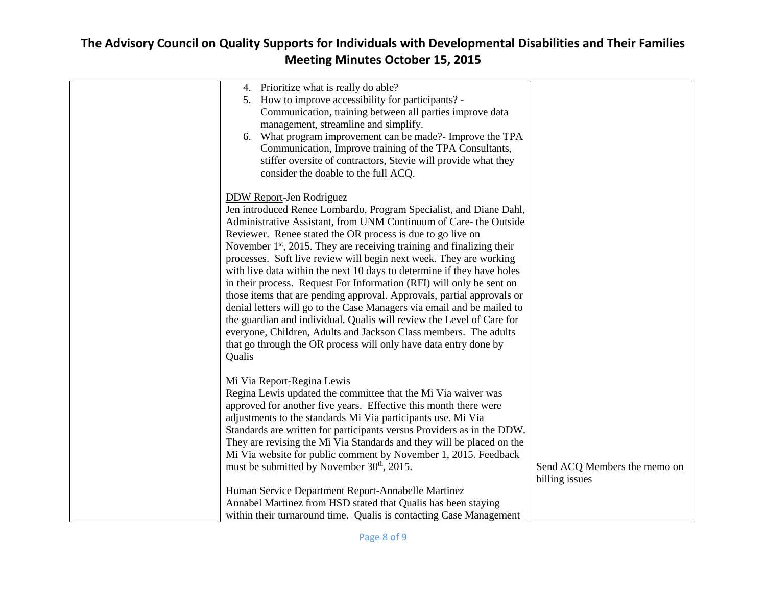| | | |
|---|---|---|
| | 4. Prioritize what is really do able?<br>5. How to improve accessibility for participants? - Communication, training between all parties improve data management, streamline and simplify.<br>6. What program improvement can be made?- Improve the TPA Communication, Improve training of the TPA Consultants, stiffer oversite of contractors, Stevie will provide what they consider the doable to the full ACQ.<br><br><u>DDW Report</u>-Jen Rodriguez<br>Jen introduced Renee Lombardo, Program Specialist, and Diane Dahl, Administrative Assistant, from UNM Continuum of Care- the Outside Reviewer. Renee stated the OR process is due to go live on November 1st, 2015. They are receiving training and finalizing their processes. Soft live review will begin next week. They are working with live data within the next 10 days to determine if they have holes in their process. Request For Information (RFI) will only be sent on those items that are pending approval. Approvals, partial approvals or denial letters will go to the Case Managers via email and be mailed to the guardian and individual. Qualis will review the Level of Care for everyone, Children, Adults and Jackson Class members. The adults that go through the OR process will only have data entry done by Qualis<br><br><u>Mi Via Report</u>-Regina Lewis<br>Regina Lewis updated the committee that the Mi Via waiver was approved for another five years. Effective this month there were adjustments to the standards Mi Via participants use. Mi Via Standards are written for participants versus Providers as in the DDW. They are revising the Mi Via Standards and they will be placed on the Mi Via website for public comment by November 1, 2015. Feedback must be submitted by November 30th, 2015.<br><br><u>Human Service Department Report</u>-Annabelle Martinez<br>Annabel Martinez from HSD stated that Qualis has been staying within their turnaround time. Qualis is contacting Case Management | Send ACQ Members the memo on billing issues |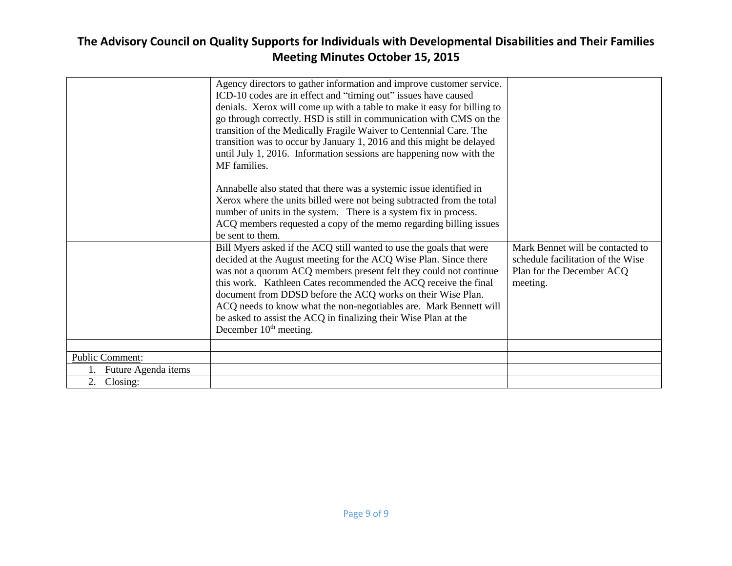# The Advisory Council on Quality Supports for Individuals with Developmental Disabilities and Their Families
# Meeting Minutes October 15, 2015

| | | |
|---|---|---|
| | Agency directors to gather information and improve customer service. ICD-10 codes are in effect and "timing out" issues have caused denials. Xerox will come up with a table to make it easy for billing to go through correctly. HSD is still in communication with CMS on the transition of the Medically Fragile Waiver to Centennial Care. The transition was to occur by January 1, 2016 and this might be delayed until July 1, 2016. Information sessions are happening now with the MF families.<br><br>Annabelle also stated that there was a systemic issue identified in Xerox where the units billed were not being subtracted from the total number of units in the system. There is a system fix in process. ACQ members requested a copy of the memo regarding billing issues be sent to them. | |
| | Bill Myers asked if the ACQ still wanted to use the goals that were decided at the August meeting for the ACQ Wise Plan. Since there was not a quorum ACQ members present felt they could not continue this work. Kathleen Cates recommended the ACQ receive the final document from DDSD before the ACQ works on their Wise Plan. ACQ needs to know what the non-negotiables are. Mark Bennett will be asked to assist the ACQ in finalizing their Wise Plan at the December 10th meeting. | Mark Bennet will be contacted to schedule facilitation of the Wise Plan for the December ACQ meeting. |
| | | |
| Public Comment: | | |
| 1. Future Agenda items | | |
| 2. Closing: | | |